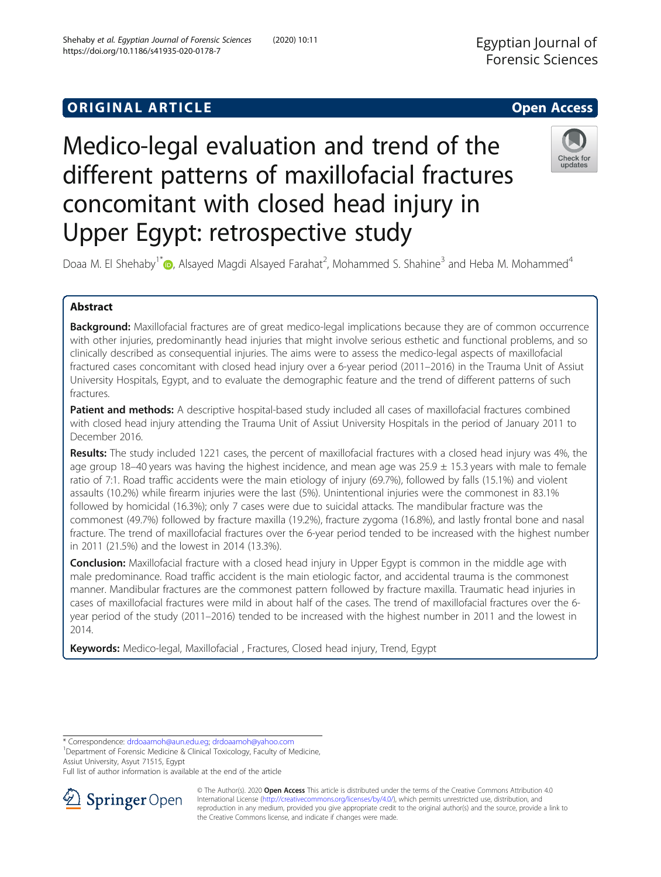**ORIGINAL ARTICLE** **Open Access**

# Medico-legal evaluation and trend of the different patterns of maxillofacial fractures concomitant with closed head injury in Upper Egypt: retrospective study

Doaa M. El Shehaby[1*], Alsayed Magdi Alsayed Farahat[2], Mohammed S. Shahine[3] and Heba M. Mohammed[4]

## Abstract

**Background:** Maxillofacial fractures are of great medico-legal implications because they are of common occurrence with other injuries, predominantly head injuries that might involve serious esthetic and functional problems, and so clinically described as consequential injuries. The aims were to assess the medico-legal aspects of maxillofacial fractured cases concomitant with closed head injury over a 6-year period (2011–2016) in the Trauma Unit of Assiut University Hospitals, Egypt, and to evaluate the demographic feature and the trend of different patterns of such fractures.

**Patient and methods:** A descriptive hospital-based study included all cases of maxillofacial fractures combined with closed head injury attending the Trauma Unit of Assiut University Hospitals in the period of January 2011 to December 2016.

**Results:** The study included 1221 cases, the percent of maxillofacial fractures with a closed head injury was 4%, the age group 18–40 years was having the highest incidence, and mean age was 25.9 ± 15.3 years with male to female ratio of 7:1. Road traffic accidents were the main etiology of injury (69.7%), followed by falls (15.1%) and violent assaults (10.2%) while firearm injuries were the last (5%). Unintentional injuries were the commonest in 83.1% followed by homicidal (16.3%); only 7 cases were due to suicidal attacks. The mandibular fracture was the commonest (49.7%) followed by fracture maxilla (19.2%), fracture zygoma (16.8%), and lastly frontal bone and nasal fracture. The trend of maxillofacial fractures over the 6-year period tended to be increased with the highest number in 2011 (21.5%) and the lowest in 2014 (13.3%).

**Conclusion:** Maxillofacial fracture with a closed head injury in Upper Egypt is common in the middle age with male predominance. Road traffic accident is the main etiologic factor, and accidental trauma is the commonest manner. Mandibular fractures are the commonest pattern followed by fracture maxilla. Traumatic head injuries in cases of maxillofacial fractures were mild in about half of the cases. The trend of maxillofacial fractures over the 6-year period of the study (2011–2016) tended to be increased with the highest number in 2011 and the lowest in 2014.

**Keywords:** Medico-legal, Maxillofacial , Fractures, Closed head injury, Trend, Egypt

\* Correspondence: drdoaamoh@aun.edu.eg; drdoaamoh@yahoo.com
[1]Department of Forensic Medicine & Clinical Toxicology, Faculty of Medicine, Assiut University, Asyut 71515, Egypt
Full list of author information is available at the end of the article

© The Author(s). 2020 **Open Access** This article is distributed under the terms of the Creative Commons Attribution 4.0 International License (http://creativecommons.org/licenses/by/4.0/), which permits unrestricted use, distribution, and reproduction in any medium, provided you give appropriate credit to the original author(s) and the source, provide a link to the Creative Commons license, and indicate if changes were made.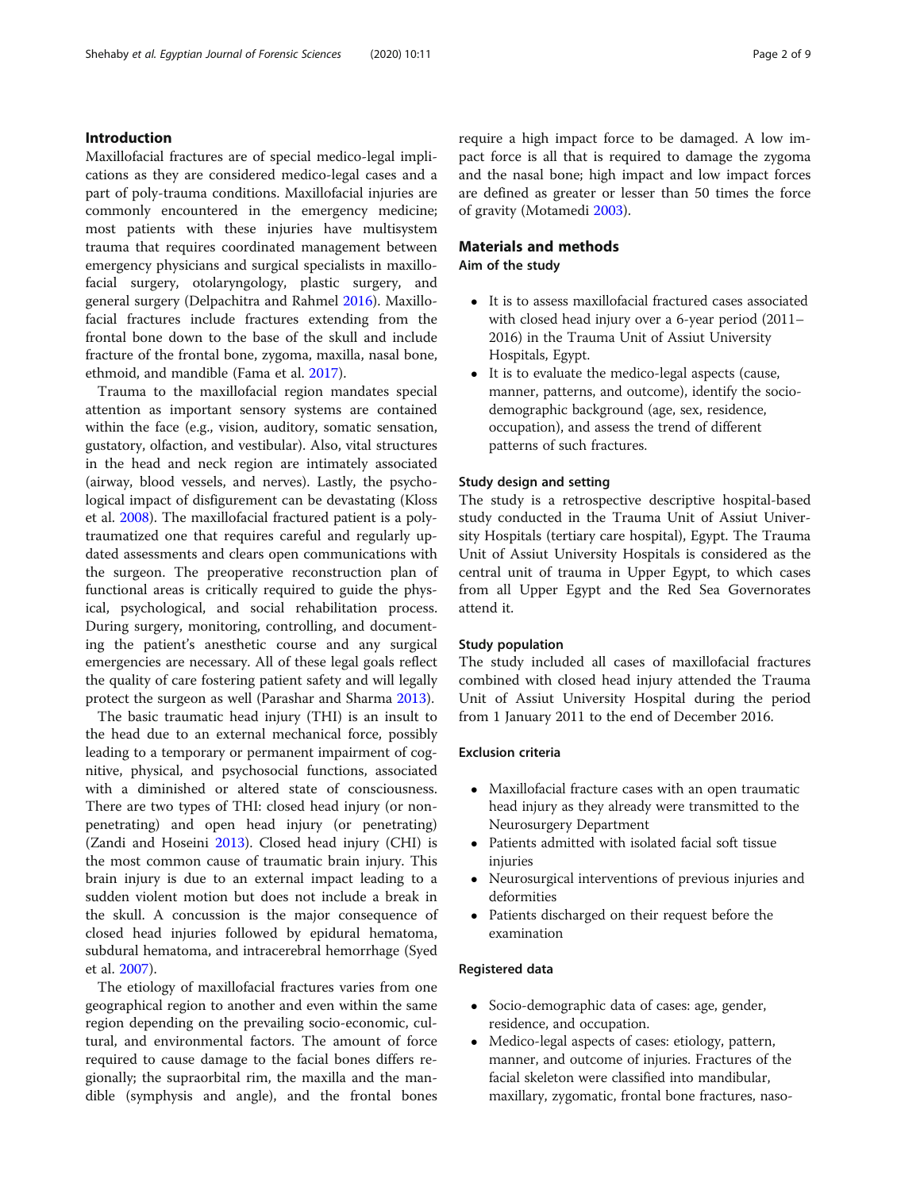## Introduction

Maxillofacial fractures are of special medico-legal implications as they are considered medico-legal cases and a part of poly-trauma conditions. Maxillofacial injuries are commonly encountered in the emergency medicine; most patients with these injuries have multisystem trauma that requires coordinated management between emergency physicians and surgical specialists in maxillofacial surgery, otolaryngology, plastic surgery, and general surgery (Delpachitra and Rahmel 2016). Maxillofacial fractures include fractures extending from the frontal bone down to the base of the skull and include fracture of the frontal bone, zygoma, maxilla, nasal bone, ethmoid, and mandible (Fama et al. 2017).

Trauma to the maxillofacial region mandates special attention as important sensory systems are contained within the face (e.g., vision, auditory, somatic sensation, gustatory, olfaction, and vestibular). Also, vital structures in the head and neck region are intimately associated (airway, blood vessels, and nerves). Lastly, the psychological impact of disfigurement can be devastating (Kloss et al. 2008). The maxillofacial fractured patient is a poly-traumatized one that requires careful and regularly updated assessments and clears open communications with the surgeon. The preoperative reconstruction plan of functional areas is critically required to guide the physical, psychological, and social rehabilitation process. During surgery, monitoring, controlling, and documenting the patient's anesthetic course and any surgical emergencies are necessary. All of these legal goals reflect the quality of care fostering patient safety and will legally protect the surgeon as well (Parashar and Sharma 2013).

The basic traumatic head injury (THI) is an insult to the head due to an external mechanical force, possibly leading to a temporary or permanent impairment of cognitive, physical, and psychosocial functions, associated with a diminished or altered state of consciousness. There are two types of THI: closed head injury (or non-penetrating) and open head injury (or penetrating) (Zandi and Hoseini 2013). Closed head injury (CHI) is the most common cause of traumatic brain injury. This brain injury is due to an external impact leading to a sudden violent motion but does not include a break in the skull. A concussion is the major consequence of closed head injuries followed by epidural hematoma, subdural hematoma, and intracerebral hemorrhage (Syed et al. 2007).

The etiology of maxillofacial fractures varies from one geographical region to another and even within the same region depending on the prevailing socio-economic, cultural, and environmental factors. The amount of force required to cause damage to the facial bones differs regionally; the supraorbital rim, the maxilla and the mandible (symphysis and angle), and the frontal bones require a high impact force to be damaged. A low impact force is all that is required to damage the zygoma and the nasal bone; high impact and low impact forces are defined as greater or lesser than 50 times the force of gravity (Motamedi 2003).

## Materials and methods

### Aim of the study

- It is to assess maxillofacial fractured cases associated with closed head injury over a 6-year period (2011–2016) in the Trauma Unit of Assiut University Hospitals, Egypt.
- It is to evaluate the medico-legal aspects (cause, manner, patterns, and outcome), identify the socio-demographic background (age, sex, residence, occupation), and assess the trend of different patterns of such fractures.

### Study design and setting

The study is a retrospective descriptive hospital-based study conducted in the Trauma Unit of Assiut University Hospitals (tertiary care hospital), Egypt. The Trauma Unit of Assiut University Hospitals is considered as the central unit of trauma in Upper Egypt, to which cases from all Upper Egypt and the Red Sea Governorates attend it.

### Study population

The study included all cases of maxillofacial fractures combined with closed head injury attended the Trauma Unit of Assiut University Hospital during the period from 1 January 2011 to the end of December 2016.

### Exclusion criteria

- Maxillofacial fracture cases with an open traumatic head injury as they already were transmitted to the Neurosurgery Department
- Patients admitted with isolated facial soft tissue injuries
- Neurosurgical interventions of previous injuries and deformities
- Patients discharged on their request before the examination

### Registered data

- Socio-demographic data of cases: age, gender, residence, and occupation.
- Medico-legal aspects of cases: etiology, pattern, manner, and outcome of injuries. Fractures of the facial skeleton were classified into mandibular, maxillary, zygomatic, frontal bone fractures, naso-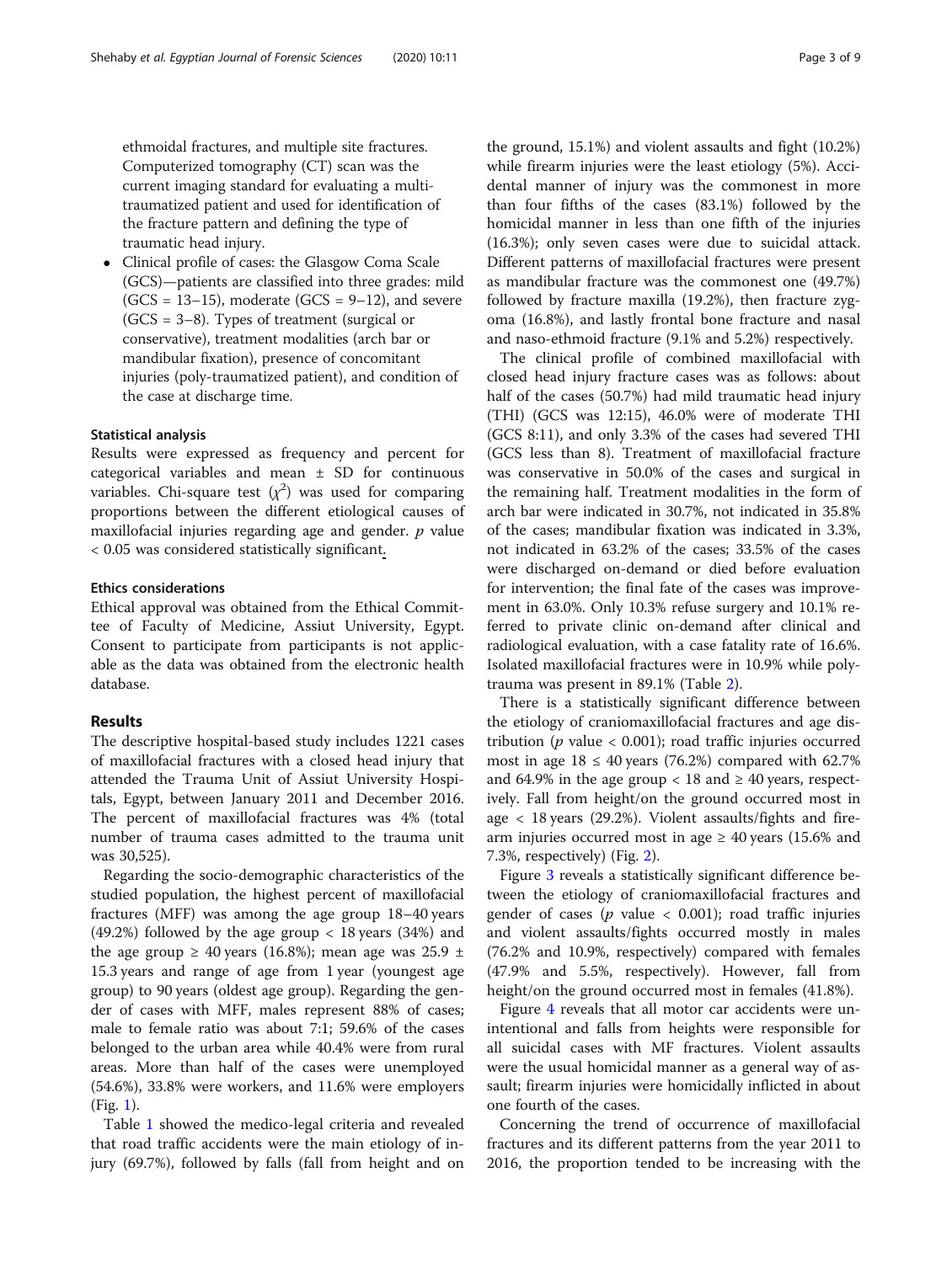ethmoidal fractures, and multiple site fractures. Computerized tomography (CT) scan was the current imaging standard for evaluating a multi-traumatized patient and used for identification of the fracture pattern and defining the type of traumatic head injury.

- Clinical profile of cases: the Glasgow Coma Scale (GCS)—patients are classified into three grades: mild (GCS = 13–15), moderate (GCS = 9–12), and severe (GCS = 3–8). Types of treatment (surgical or conservative), treatment modalities (arch bar or mandibular fixation), presence of concomitant injuries (poly-traumatized patient), and condition of the case at discharge time.

### Statistical analysis

Results were expressed as frequency and percent for categorical variables and mean ± SD for continuous variables. Chi-square test ($\chi^2$) was used for comparing proportions between the different etiological causes of maxillofacial injuries regarding age and gender. $p$ value < 0.05 was considered statistically significant.

### Ethics considerations

Ethical approval was obtained from the Ethical Committee of Faculty of Medicine, Assiut University, Egypt. Consent to participate from participants is not applicable as the data was obtained from the electronic health database.

## Results

The descriptive hospital-based study includes 1221 cases of maxillofacial fractures with a closed head injury that attended the Trauma Unit of Assiut University Hospitals, Egypt, between January 2011 and December 2016. The percent of maxillofacial fractures was 4% (total number of trauma cases admitted to the trauma unit was 30,525).

Regarding the socio-demographic characteristics of the studied population, the highest percent of maxillofacial fractures (MFF) was among the age group 18–40 years (49.2%) followed by the age group < 18 years (34%) and the age group ≥ 40 years (16.8%); mean age was 25.9 ± 15.3 years and range of age from 1 year (youngest age group) to 90 years (oldest age group). Regarding the gender of cases with MFF, males represent 88% of cases; male to female ratio was about 7:1; 59.6% of the cases belonged to the urban area while 40.4% were from rural areas. More than half of the cases were unemployed (54.6%), 33.8% were workers, and 11.6% were employers (Fig. 1).

Table 1 showed the medico-legal criteria and revealed that road traffic accidents were the main etiology of injury (69.7%), followed by falls (fall from height and on the ground, 15.1%) and violent assaults and fight (10.2%) while firearm injuries were the least etiology (5%). Accidental manner of injury was the commonest in more than four fifths of the cases (83.1%) followed by the homicidal manner in less than one fifth of the injuries (16.3%); only seven cases were due to suicidal attack. Different patterns of maxillofacial fractures were present as mandibular fracture was the commonest one (49.7%) followed by fracture maxilla (19.2%), then fracture zygoma (16.8%), and lastly frontal bone fracture and nasal and naso-ethmoid fracture (9.1% and 5.2%) respectively.

The clinical profile of combined maxillofacial with closed head injury fracture cases was as follows: about half of the cases (50.7%) had mild traumatic head injury (THI) (GCS was 12:15), 46.0% were of moderate THI (GCS 8:11), and only 3.3% of the cases had severed THI (GCS less than 8). Treatment of maxillofacial fracture was conservative in 50.0% of the cases and surgical in the remaining half. Treatment modalities in the form of arch bar were indicated in 30.7%, not indicated in 35.8% of the cases; mandibular fixation was indicated in 3.3%, not indicated in 63.2% of the cases; 33.5% of the cases were discharged on-demand or died before evaluation for intervention; the final fate of the cases was improvement in 63.0%. Only 10.3% refuse surgery and 10.1% referred to private clinic on-demand after clinical and radiological evaluation, with a case fatality rate of 16.6%. Isolated maxillofacial fractures were in 10.9% while poly-trauma was present in 89.1% (Table 2).

There is a statistically significant difference between the etiology of craniomaxillofacial fractures and age distribution ($p$ value < 0.001); road traffic injuries occurred most in age 18 ≤ 40 years (76.2%) compared with 62.7% and 64.9% in the age group < 18 and ≥ 40 years, respectively. Fall from height/on the ground occurred most in age < 18 years (29.2%). Violent assaults/fights and firearm injuries occurred most in age ≥ 40 years (15.6% and 7.3%, respectively) (Fig. 2).

Figure 3 reveals a statistically significant difference between the etiology of craniomaxillofacial fractures and gender of cases ($p$ value < 0.001); road traffic injuries and violent assaults/fights occurred mostly in males (76.2% and 10.9%, respectively) compared with females (47.9% and 5.5%, respectively). However, fall from height/on the ground occurred most in females (41.8%).

Figure 4 reveals that all motor car accidents were unintentional and falls from heights were responsible for all suicidal cases with MF fractures. Violent assaults were the usual homicidal manner as a general way of assault; firearm injuries were homicidally inflicted in about one fourth of the cases.

Concerning the trend of occurrence of maxillofacial fractures and its different patterns from the year 2011 to 2016, the proportion tended to be increasing with the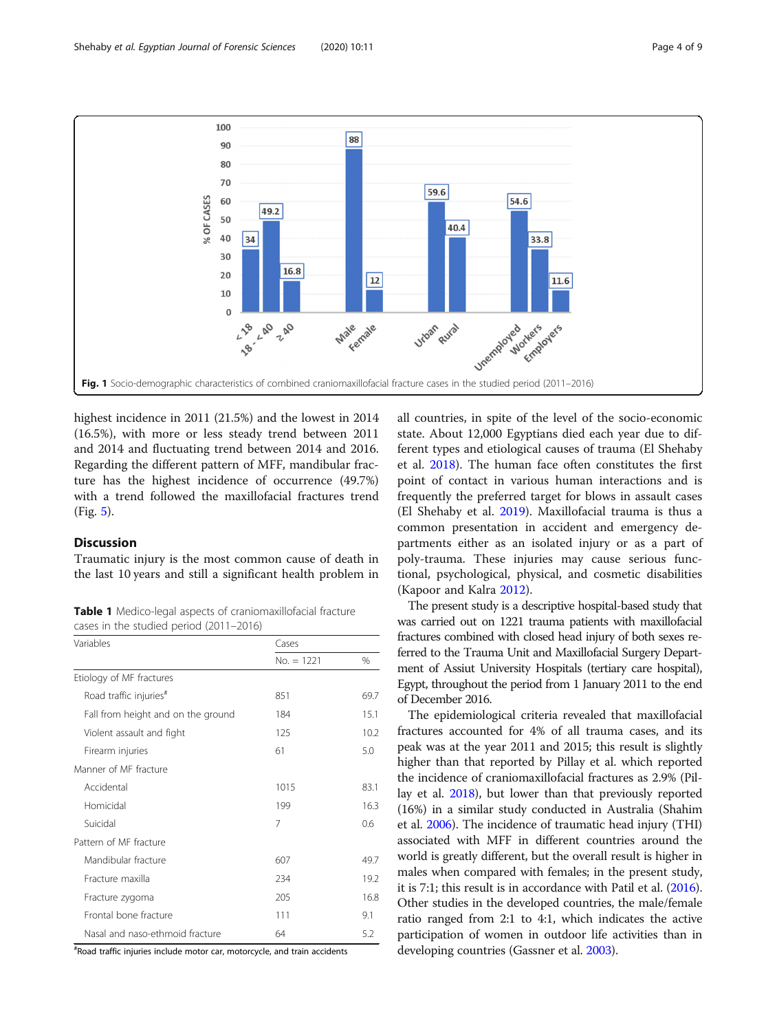Fig. 1 Socio-demographic characteristics of combined craniomaxillofacial fracture cases in the studied period (2011–2016)

highest incidence in 2011 (21.5%) and the lowest in 2014 (16.5%), with more or less steady trend between 2011 and 2014 and fluctuating trend between 2014 and 2016. Regarding the different pattern of MFF, mandibular fracture has the highest incidence of occurrence (49.7%) with a trend followed the maxillofacial fractures trend (Fig. 5).

## Discussion

Traumatic injury is the most common cause of death in the last 10 years and still a significant health problem in all countries, in spite of the level of the socio-economic state. About 12,000 Egyptians died each year due to different types and etiological causes of trauma (El Shehaby et al. 2018). The human face often constitutes the first point of contact in various human interactions and is frequently the preferred target for blows in assault cases (El Shehaby et al. 2019). Maxillofacial trauma is thus a common presentation in accident and emergency departments either as an isolated injury or as a part of poly-trauma. These injuries may cause serious functional, psychological, physical, and cosmetic disabilities (Kapoor and Kalra 2012).

The present study is a descriptive hospital-based study that was carried out on 1221 trauma patients with maxillofacial fractures combined with closed head injury of both sexes referred to the Trauma Unit and Maxillofacial Surgery Department of Assiut University Hospitals (tertiary care hospital), Egypt, throughout the period from 1 January 2011 to the end of December 2016.

The epidemiological criteria revealed that maxillofacial fractures accounted for 4% of all trauma cases, and its peak was at the year 2011 and 2015; this result is slightly higher than that reported by Pillay et al. which reported the incidence of craniomaxillofacial fractures as 2.9% (Pillay et al. 2018), but lower than that previously reported (16%) in a similar study conducted in Australia (Shahim et al. 2006). The incidence of traumatic head injury (THI) associated with MFF in different countries around the world is greatly different, but the overall result is higher in males when compared with females; in the present study, it is 7:1; this result is in accordance with Patil et al. (2016). Other studies in the developed countries, the male/female ratio ranged from 2:1 to 4:1, which indicates the active participation of women in outdoor life activities than in developing countries (Gassner et al. 2003).

**Table 1** Medico-legal aspects of craniomaxillofacial fracture cases in the studied period (2011–2016)

| Variables | Cases | |
|---|---|---|
| | No. = 1221 | % |
| Etiology of MF fractures | | |
| Road traffic injuries[#] | 851 | 69.7 |
| Fall from height and on the ground | 184 | 15.1 |
| Violent assault and fight | 125 | 10.2 |
| Firearm injuries | 61 | 5.0 |
| Manner of MF fracture | | |
| Accidental | 1015 | 83.1 |
| Homicidal | 199 | 16.3 |
| Suicidal | 7 | 0.6 |
| Pattern of MF fracture | | |
| Mandibular fracture | 607 | 49.7 |
| Fracture maxilla | 234 | 19.2 |
| Fracture zygoma | 205 | 16.8 |
| Frontal bone fracture | 111 | 9.1 |
| Nasal and naso-ethmoid fracture | 64 | 5.2 |

[#]Road traffic injuries include motor car, motorcycle, and train accidents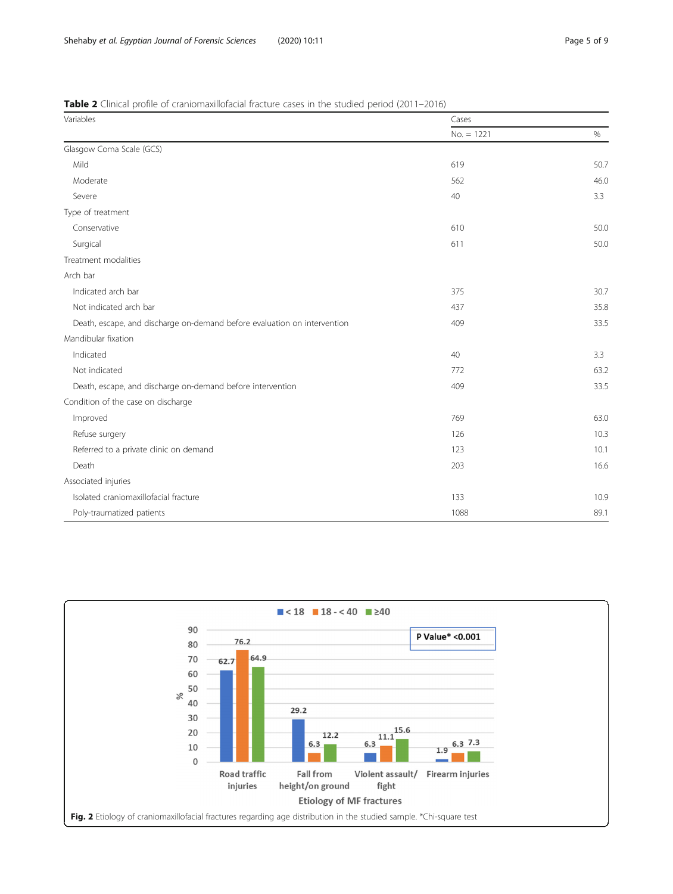**Table 2** Clinical profile of craniomaxillofacial fracture cases in the studied period (2011–2016)

| Variables | Cases | |
|---|---|---|
| | No. = 1221 | % |
| Glasgow Coma Scale (GCS) | | |
| Mild | 619 | 50.7 |
| Moderate | 562 | 46.0 |
| Severe | 40 | 3.3 |
| Type of treatment | | |
| Conservative | 610 | 50.0 |
| Surgical | 611 | 50.0 |
| Treatment modalities | | |
| Arch bar | | |
| Indicated arch bar | 375 | 30.7 |
| Not indicated arch bar | 437 | 35.8 |
| Death, escape, and discharge on-demand before evaluation on intervention | 409 | 33.5 |
| Mandibular fixation | | |
| Indicated | 40 | 3.3 |
| Not indicated | 772 | 63.2 |
| Death, escape, and discharge on-demand before intervention | 409 | 33.5 |
| Condition of the case on discharge | | |
| Improved | 769 | 63.0 |
| Refuse surgery | 126 | 10.3 |
| Referred to a private clinic on demand | 123 | 10.1 |
| Death | 203 | 16.6 |
| Associated injuries | | |
| Isolated craniomaxillofacial fracture | 133 | 10.9 |
| Poly-traumatized patients | 1088 | 89.1 |

**Fig. 2** Etiology of craniomaxillofacial fractures regarding age distribution in the studied sample. *Chi-square test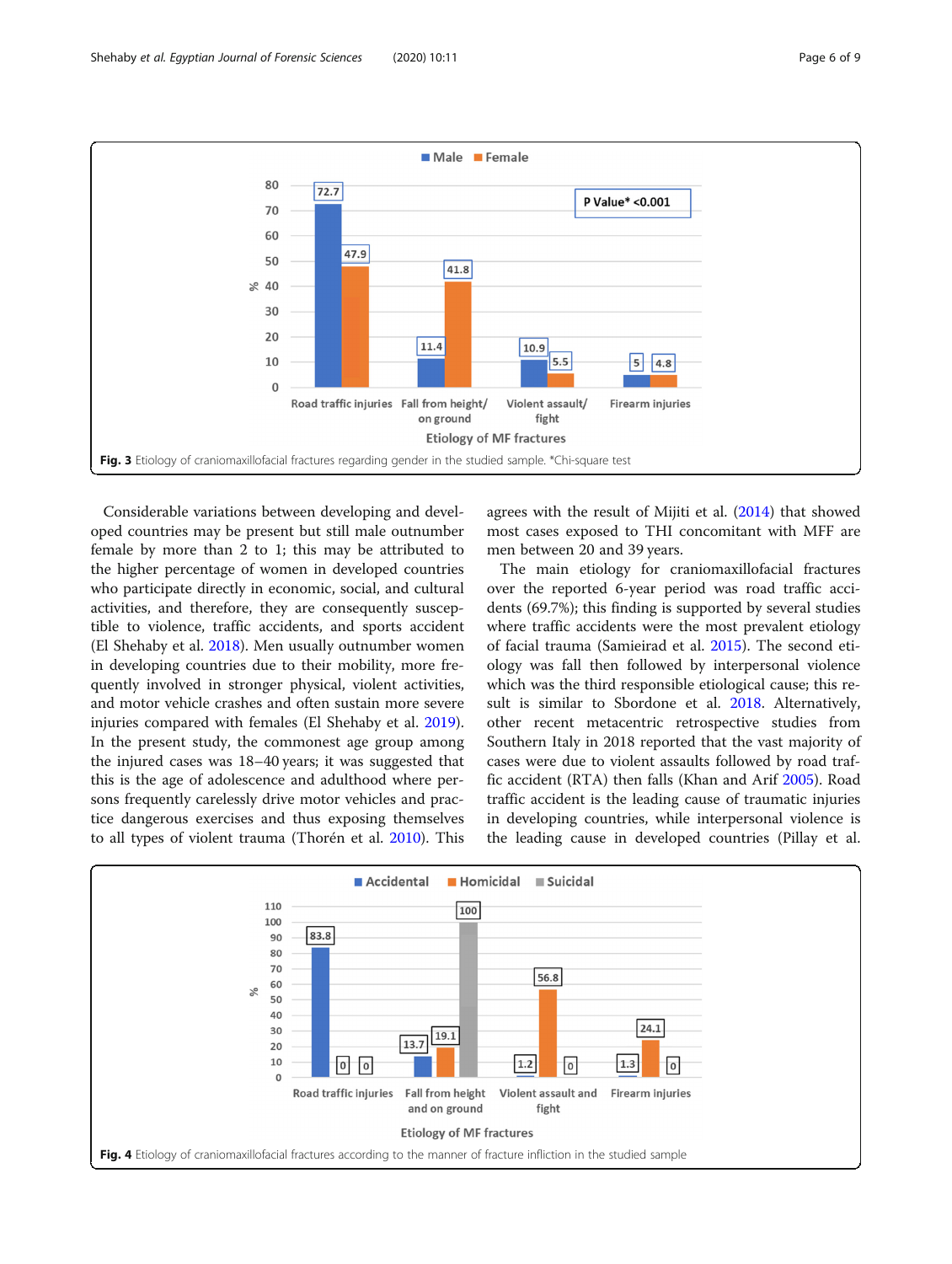Fig. 3 Etiology of craniomaxillofacial fractures regarding gender in the studied sample. *Chi-square test

Considerable variations between developing and developed countries may be present but still male outnumber female by more than 2 to 1; this may be attributed to the higher percentage of women in developed countries who participate directly in economic, social, and cultural activities, and therefore, they are consequently susceptible to violence, traffic accidents, and sports accident (El Shehaby et al. 2018). Men usually outnumber women in developing countries due to their mobility, more frequently involved in stronger physical, violent activities, and motor vehicle crashes and often sustain more severe injuries compared with females (El Shehaby et al. 2019). In the present study, the commonest age group among the injured cases was 18–40 years; it was suggested that this is the age of adolescence and adulthood where persons frequently carelessly drive motor vehicles and practice dangerous exercises and thus exposing themselves to all types of violent trauma (Thorén et al. 2010). This agrees with the result of Mijiti et al. (2014) that showed most cases exposed to THI concomitant with MFF are men between 20 and 39 years.

The main etiology for craniomaxillofacial fractures over the reported 6-year period was road traffic accidents (69.7%); this finding is supported by several studies where traffic accidents were the most prevalent etiology of facial trauma (Samieirad et al. 2015). The second etiology was fall then followed by interpersonal violence which was the third responsible etiological cause; this result is similar to Sbordone et al. 2018. Alternatively, other recent metacentric retrospective studies from Southern Italy in 2018 reported that the vast majority of cases were due to violent assaults followed by road traffic accident (RTA) then falls (Khan and Arif 2005). Road traffic accident is the leading cause of traumatic injuries in developing countries, while interpersonal violence is the leading cause in developed countries (Pillay et al.

Fig. 4 Etiology of craniomaxillofacial fractures according to the manner of fracture infliction in the studied sample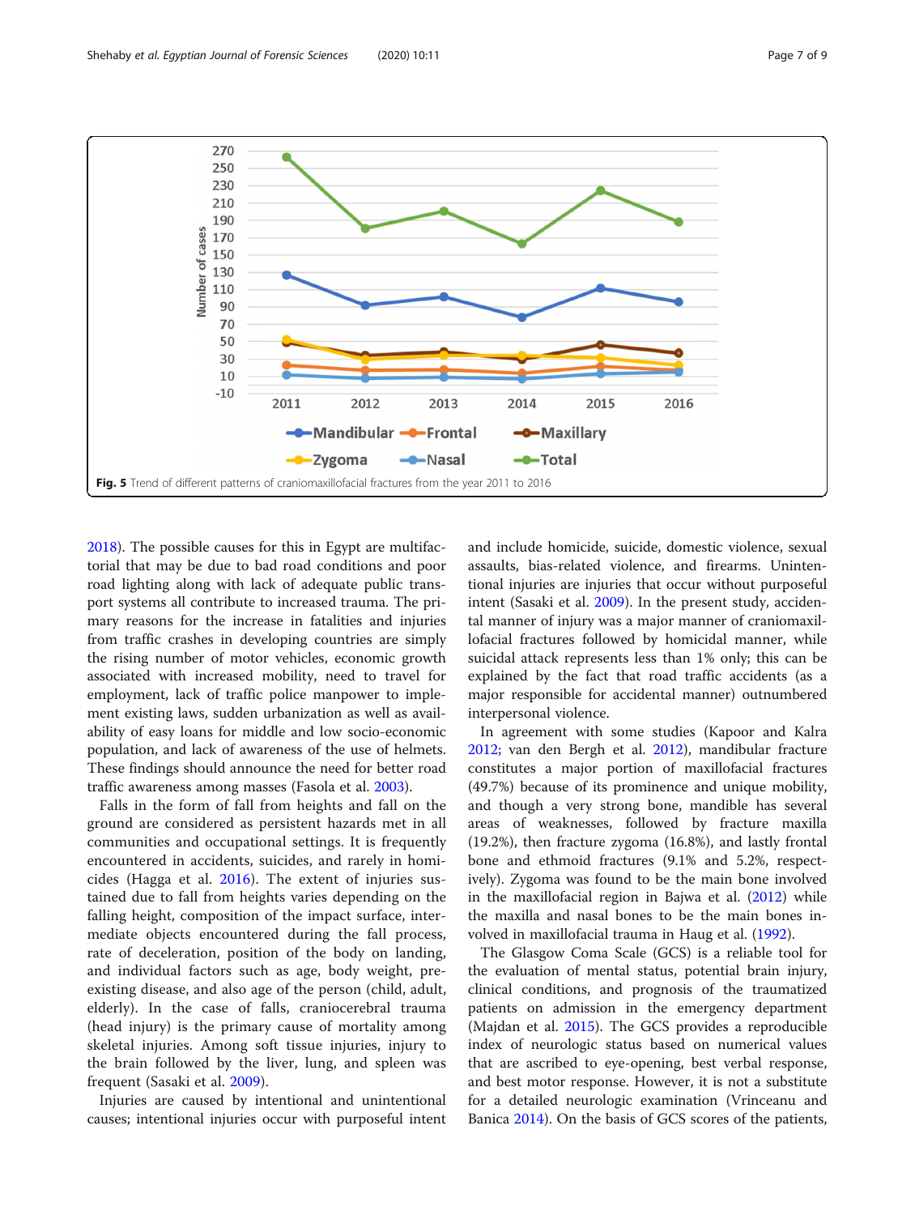Fig. 5 Trend of different patterns of craniomaxillofacial fractures from the year 2011 to 2016

2018). The possible causes for this in Egypt are multifactorial that may be due to bad road conditions and poor road lighting along with lack of adequate public transport systems all contribute to increased trauma. The primary reasons for the increase in fatalities and injuries from traffic crashes in developing countries are simply the rising number of motor vehicles, economic growth associated with increased mobility, need to travel for employment, lack of traffic police manpower to implement existing laws, sudden urbanization as well as availability of easy loans for middle and low socio-economic population, and lack of awareness of the use of helmets. These findings should announce the need for better road traffic awareness among masses (Fasola et al. 2003).

Falls in the form of fall from heights and fall on the ground are considered as persistent hazards met in all communities and occupational settings. It is frequently encountered in accidents, suicides, and rarely in homicides (Hagga et al. 2016). The extent of injuries sustained due to fall from heights varies depending on the falling height, composition of the impact surface, intermediate objects encountered during the fall process, rate of deceleration, position of the body on landing, and individual factors such as age, body weight, pre-existing disease, and also age of the person (child, adult, elderly). In the case of falls, craniocerebral trauma (head injury) is the primary cause of mortality among skeletal injuries. Among soft tissue injuries, injury to the brain followed by the liver, lung, and spleen was frequent (Sasaki et al. 2009).

Injuries are caused by intentional and unintentional causes; intentional injuries occur with purposeful intent and include homicide, suicide, domestic violence, sexual assaults, bias-related violence, and firearms. Unintentional injuries are injuries that occur without purposeful intent (Sasaki et al. 2009). In the present study, accidental manner of injury was a major manner of craniomaxillofacial fractures followed by homicidal manner, while suicidal attack represents less than 1% only; this can be explained by the fact that road traffic accidents (as a major responsible for accidental manner) outnumbered interpersonal violence.

In agreement with some studies (Kapoor and Kalra 2012; van den Bergh et al. 2012), mandibular fracture constitutes a major portion of maxillofacial fractures (49.7%) because of its prominence and unique mobility, and though a very strong bone, mandible has several areas of weaknesses, followed by fracture maxilla (19.2%), then fracture zygoma (16.8%), and lastly frontal bone and ethmoid fractures (9.1% and 5.2%, respectively). Zygoma was found to be the main bone involved in the maxillofacial region in Bajwa et al. (2012) while the maxilla and nasal bones to be the main bones involved in maxillofacial trauma in Haug et al. (1992).

The Glasgow Coma Scale (GCS) is a reliable tool for the evaluation of mental status, potential brain injury, clinical conditions, and prognosis of the traumatized patients on admission in the emergency department (Majdan et al. 2015). The GCS provides a reproducible index of neurologic status based on numerical values that are ascribed to eye-opening, best verbal response, and best motor response. However, it is not a substitute for a detailed neurologic examination (Vrinceanu and Banica 2014). On the basis of GCS scores of the patients,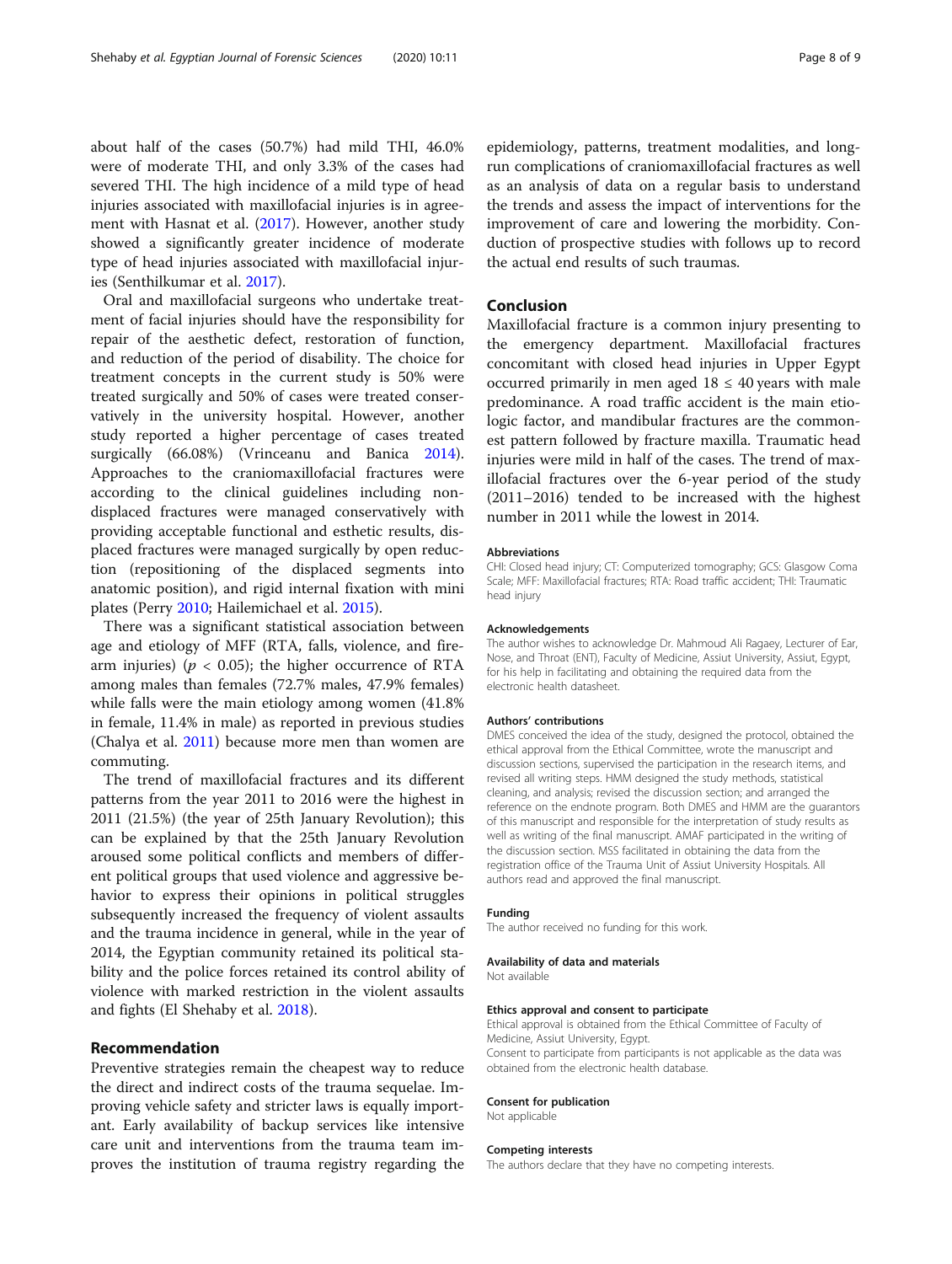about half of the cases (50.7%) had mild THI, 46.0% were of moderate THI, and only 3.3% of the cases had severed THI. The high incidence of a mild type of head injuries associated with maxillofacial injuries is in agreement with Hasnat et al. (2017). However, another study showed a significantly greater incidence of moderate type of head injuries associated with maxillofacial injuries (Senthilkumar et al. 2017).

Oral and maxillofacial surgeons who undertake treatment of facial injuries should have the responsibility for repair of the aesthetic defect, restoration of function, and reduction of the period of disability. The choice for treatment concepts in the current study is 50% were treated surgically and 50% of cases were treated conservatively in the university hospital. However, another study reported a higher percentage of cases treated surgically (66.08%) (Vrinceanu and Banica 2014). Approaches to the craniomaxillofacial fractures were according to the clinical guidelines including non-displaced fractures were managed conservatively with providing acceptable functional and esthetic results, displaced fractures were managed surgically by open reduction (repositioning of the displaced segments into anatomic position), and rigid internal fixation with mini plates (Perry 2010; Hailemichael et al. 2015).

There was a significant statistical association between age and etiology of MFF (RTA, falls, violence, and fire-arm injuries) ($p < 0.05$); the higher occurrence of RTA among males than females (72.7% males, 47.9% females) while falls were the main etiology among women (41.8% in female, 11.4% in male) as reported in previous studies (Chalya et al. 2011) because more men than women are commuting.

The trend of maxillofacial fractures and its different patterns from the year 2011 to 2016 were the highest in 2011 (21.5%) (the year of 25th January Revolution); this can be explained by that the 25th January Revolution aroused some political conflicts and members of different political groups that used violence and aggressive behavior to express their opinions in political struggles subsequently increased the frequency of violent assaults and the trauma incidence in general, while in the year of 2014, the Egyptian community retained its political stability and the police forces retained its control ability of violence with marked restriction in the violent assaults and fights (El Shehaby et al. 2018).

## Recommendation

Preventive strategies remain the cheapest way to reduce the direct and indirect costs of the trauma sequelae. Improving vehicle safety and stricter laws is equally important. Early availability of backup services like intensive care unit and interventions from the trauma team improves the institution of trauma registry regarding the epidemiology, patterns, treatment modalities, and long-run complications of craniomaxillofacial fractures as well as an analysis of data on a regular basis to understand the trends and assess the impact of interventions for the improvement of care and lowering the morbidity. Conduction of prospective studies with follows up to record the actual end results of such traumas.

## Conclusion

Maxillofacial fracture is a common injury presenting to the emergency department. Maxillofacial fractures concomitant with closed head injuries in Upper Egypt occurred primarily in men aged $18 \leq 40$ years with male predominance. A road traffic accident is the main etiologic factor, and mandibular fractures are the commonest pattern followed by fracture maxilla. Traumatic head injuries were mild in half of the cases. The trend of maxillofacial fractures over the 6-year period of the study (2011–2016) tended to be increased with the highest number in 2011 while the lowest in 2014.

#### Abbreviations

CHI: Closed head injury; CT: Computerized tomography; GCS: Glasgow Coma Scale; MFF: Maxillofacial fractures; RTA: Road traffic accident; THI: Traumatic head injury

#### Acknowledgements

The author wishes to acknowledge Dr. Mahmoud Ali Ragaey, Lecturer of Ear, Nose, and Throat (ENT), Faculty of Medicine, Assiut University, Assiut, Egypt, for his help in facilitating and obtaining the required data from the electronic health datasheet.

#### Authors' contributions

DMES conceived the idea of the study, designed the protocol, obtained the ethical approval from the Ethical Committee, wrote the manuscript and discussion sections, supervised the participation in the research items, and revised all writing steps. HMM designed the study methods, statistical cleaning, and analysis; revised the discussion section; and arranged the reference on the endnote program. Both DMES and HMM are the guarantors of this manuscript and responsible for the interpretation of study results as well as writing of the final manuscript. AMAF participated in the writing of the discussion section. MSS facilitated in obtaining the data from the registration office of the Trauma Unit of Assiut University Hospitals. All authors read and approved the final manuscript.

#### Funding

The author received no funding for this work.

#### Availability of data and materials

Not available

#### Ethics approval and consent to participate

Ethical approval is obtained from the Ethical Committee of Faculty of Medicine, Assiut University, Egypt.
Consent to participate from participants is not applicable as the data was obtained from the electronic health database.

#### Consent for publication

Not applicable

#### Competing interests

The authors declare that they have no competing interests.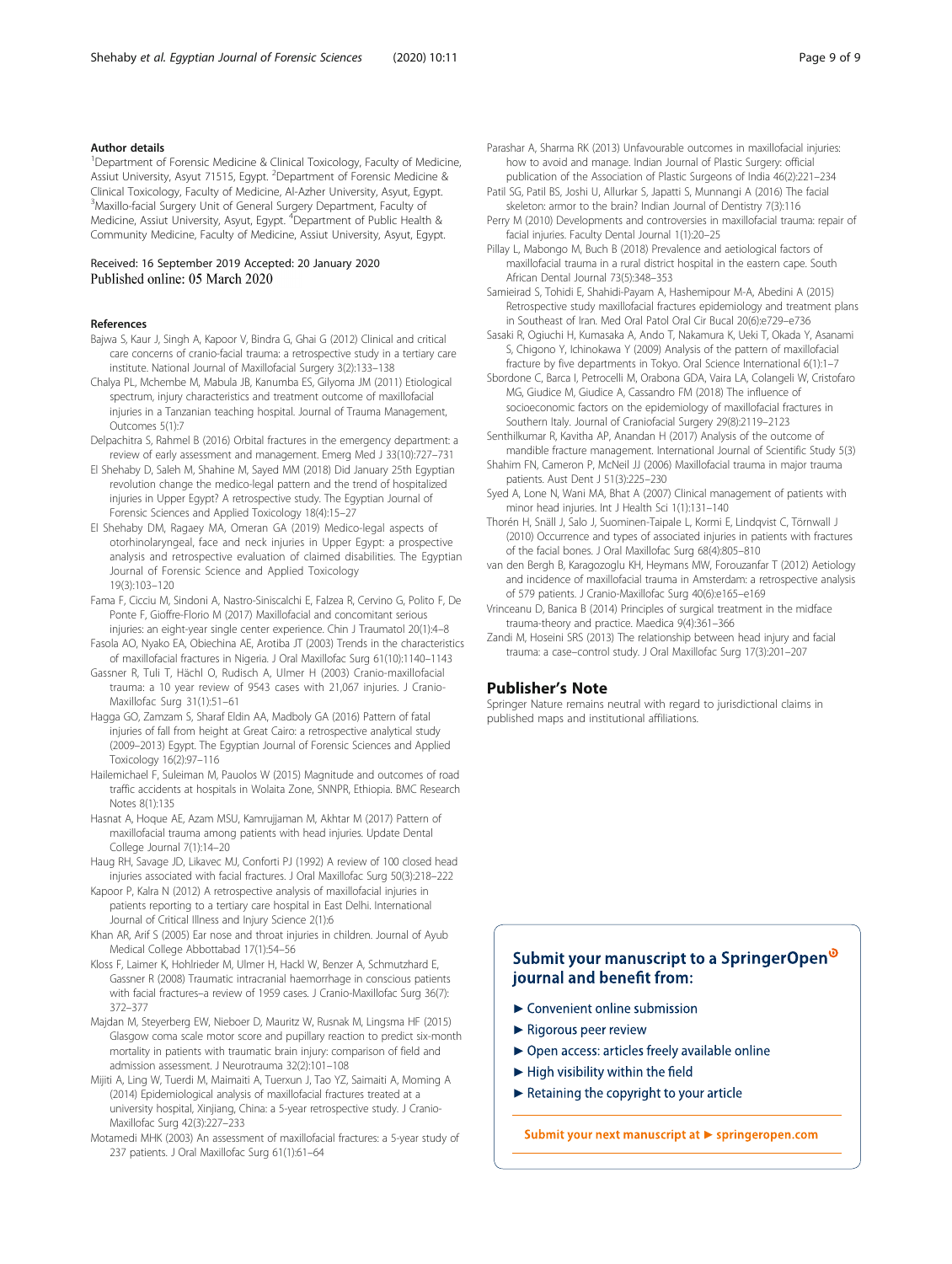## Author details

[1]Department of Forensic Medicine & Clinical Toxicology, Faculty of Medicine, Assiut University, Asyut 71515, Egypt. [2]Department of Forensic Medicine & Clinical Toxicology, Faculty of Medicine, Al-Azher University, Asyut, Egypt. [3]Maxillo-facial Surgery Unit of General Surgery Department, Faculty of Medicine, Assiut University, Asyut, Egypt. [4]Department of Public Health & Community Medicine, Faculty of Medicine, Assiut University, Asyut, Egypt.

Received: 16 September 2019 Accepted: 20 January 2020
Published online: 05 March 2020

## References

Bajwa S, Kaur J, Singh A, Kapoor V, Bindra G, Ghai G (2012) Clinical and critical care concerns of cranio-facial trauma: a retrospective study in a tertiary care institute. National Journal of Maxillofacial Surgery 3(2):133–138

Chalya PL, Mchembe M, Mabula JB, Kanumba ES, Gilyoma JM (2011) Etiological spectrum, injury characteristics and treatment outcome of maxillofacial injuries in a Tanzanian teaching hospital. Journal of Trauma Management, Outcomes 5(1):7

Delpachitra S, Rahmel B (2016) Orbital fractures in the emergency department: a review of early assessment and management. Emerg Med J 33(10):727–731

El Shehaby D, Saleh M, Shahine M, Sayed MM (2018) Did January 25th Egyptian revolution change the medico-legal pattern and the trend of hospitalized injuries in Upper Egypt? A retrospective study. The Egyptian Journal of Forensic Sciences and Applied Toxicology 18(4):15–27

El Shehaby DM, Ragaey MA, Omeran GA (2019) Medico-legal aspects of otorhinolaryngeal, face and neck injuries in Upper Egypt: a prospective analysis and retrospective evaluation of claimed disabilities. The Egyptian Journal of Forensic Science and Applied Toxicology 19(3):103–120

Fama F, Cicciu M, Sindoni A, Nastro-Siniscalchi E, Falzea R, Cervino G, Polito F, De Ponte F, Gioffre-Florio M (2017) Maxillofacial and concomitant serious injuries: an eight-year single center experience. Chin J Traumatol 20(1):4–8

Fasola AO, Nyako EA, Obiechina AE, Arotiba JT (2003) Trends in the characteristics of maxillofacial fractures in Nigeria. J Oral Maxillofac Surg 61(10):1140–1143

Gassner R, Tuli T, Hächl O, Rudisch A, Ulmer H (2003) Cranio-maxillofacial trauma: a 10 year review of 9543 cases with 21,067 injuries. J Cranio-Maxillofac Surg 31(1):51–61

Hagga GO, Zamzam S, Sharaf Eldin AA, Madboly GA (2016) Pattern of fatal injuries of fall from height at Great Cairo: a retrospective analytical study (2009–2013) Egypt. The Egyptian Journal of Forensic Sciences and Applied Toxicology 16(2):97–116

Hailemichael F, Suleiman M, Pauolos W (2015) Magnitude and outcomes of road traffic accidents at hospitals in Wolaita Zone, SNNPR, Ethiopia. BMC Research Notes 8(1):135

Hasnat A, Hoque AE, Azam MSU, Kamrujjaman M, Akhtar M (2017) Pattern of maxillofacial trauma among patients with head injuries. Update Dental College Journal 7(1):14–20

Haug RH, Savage JD, Likavec MJ, Conforti PJ (1992) A review of 100 closed head injuries associated with facial fractures. J Oral Maxillofac Surg 50(3):218–222

Kapoor P, Kalra N (2012) A retrospective analysis of maxillofacial injuries in patients reporting to a tertiary care hospital in East Delhi. International Journal of Critical Illness and Injury Science 2(1):6

Khan AR, Arif S (2005) Ear nose and throat injuries in children. Journal of Ayub Medical College Abbottabad 17(1):54–56

Kloss F, Laimer K, Hohlrieder M, Ulmer H, Hackl W, Benzer A, Schmutzhard E, Gassner R (2008) Traumatic intracranial haemorrhage in conscious patients with facial fractures–a review of 1959 cases. J Cranio-Maxillofac Surg 36(7):372–377

Majdan M, Steyerberg EW, Nieboer D, Mauritz W, Rusnak M, Lingsma HF (2015) Glasgow coma scale motor score and pupillary reaction to predict six-month mortality in patients with traumatic brain injury: comparison of field and admission assessment. J Neurotrauma 32(2):101–108

Mijiti A, Ling W, Tuerdi M, Maimaiti A, Tuerxun J, Tao YZ, Saimaiti A, Moming A (2014) Epidemiological analysis of maxillofacial fractures treated at a university hospital, Xinjiang, China: a 5-year retrospective study. J Cranio-Maxillofac Surg 42(3):227–233

Motamedi MHK (2003) An assessment of maxillofacial fractures: a 5-year study of 237 patients. J Oral Maxillofac Surg 61(1):61–64

Parashar A, Sharma RK (2013) Unfavourable outcomes in maxillofacial injuries: how to avoid and manage. Indian Journal of Plastic Surgery: official publication of the Association of Plastic Surgeons of India 46(2):221–234

Patil SG, Patil BS, Joshi U, Allurkar S, Japatti S, Munnangi A (2016) The facial skeleton: armor to the brain? Indian Journal of Dentistry 7(3):116

Perry M (2010) Developments and controversies in maxillofacial trauma: repair of facial injuries. Faculty Dental Journal 1(1):20–25

Pillay L, Mabongo M, Buch B (2018) Prevalence and aetiological factors of maxillofacial trauma in a rural district hospital in the eastern cape. South African Dental Journal 73(5):348–353

Samieirad S, Tohidi E, Shahidi-Payam A, Hashemipour M-A, Abedini A (2015) Retrospective study maxillofacial fractures epidemiology and treatment plans in Southeast of Iran. Med Oral Patol Oral Cir Bucal 20(6):e729–e736

Sasaki R, Ogiuchi H, Kumasaka A, Ando T, Nakamura K, Ueki T, Okada Y, Asanami S, Chigono Y, Ichinokawa Y (2009) Analysis of the pattern of maxillofacial fracture by five departments in Tokyo. Oral Science International 6(1):1–7

Sbordone C, Barca I, Petrocelli M, Orabona GDA, Vaira LA, Colangeli W, Cristofaro MG, Giudice M, Giudice A, Cassandro FM (2018) The influence of socioeconomic factors on the epidemiology of maxillofacial fractures in Southern Italy. Journal of Craniofacial Surgery 29(8):2119–2123

Senthilkumar R, Kavitha AP, Anandan H (2017) Analysis of the outcome of mandible fracture management. International Journal of Scientific Study 5(3)

Shahim FN, Cameron P, McNeil JJ (2006) Maxillofacial trauma in major trauma patients. Aust Dent J 51(3):225–230

Syed A, Lone N, Wani MA, Bhat A (2007) Clinical management of patients with minor head injuries. Int J Health Sci 1(1):131–140

Thorén H, Snäll J, Salo J, Suominen-Taipale L, Kormi E, Lindqvist C, Törnwall J (2010) Occurrence and types of associated injuries in patients with fractures of the facial bones. J Oral Maxillofac Surg 68(4):805–810

van den Bergh B, Karagozoglu KH, Heymans MW, Forouzanfar T (2012) Aetiology and incidence of maxillofacial trauma in Amsterdam: a retrospective analysis of 579 patients. J Cranio-Maxillofac Surg 40(6):e165–e169

Vrinceanu D, Banica B (2014) Principles of surgical treatment in the midface trauma-theory and practice. Maedica 9(4):361–366

Zandi M, Hoseini SRS (2013) The relationship between head injury and facial trauma: a case–control study. J Oral Maxillofac Surg 17(3):201–207

## Publisher's Note

Springer Nature remains neutral with regard to jurisdictional claims in published maps and institutional affiliations.

**Submit your manuscript to a SpringerOpen journal and benefit from:**

- Convenient online submission
- Rigorous peer review
- Open access: articles freely available online
- High visibility within the field
- Retaining the copyright to your article

**Submit your next manuscript at ► springeropen.com**